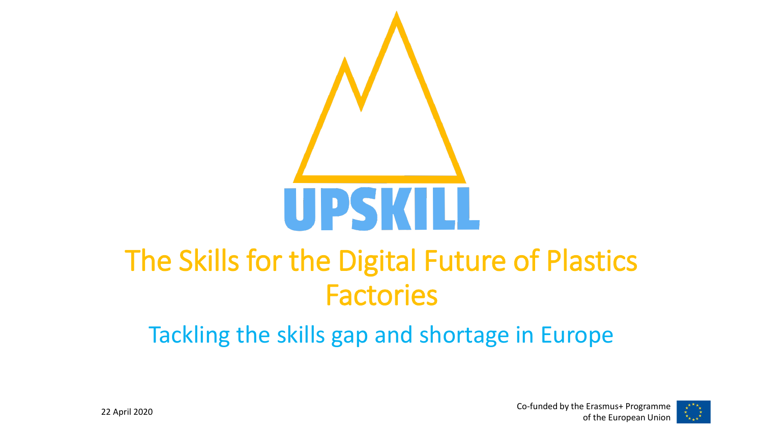UPSKILL

# The Skills for the Digital Future of Plastics Factories

## Tackling the skills gap and shortage in Europe

22 April 2020

Co-funded by the Erasmus+ Programme of the European Union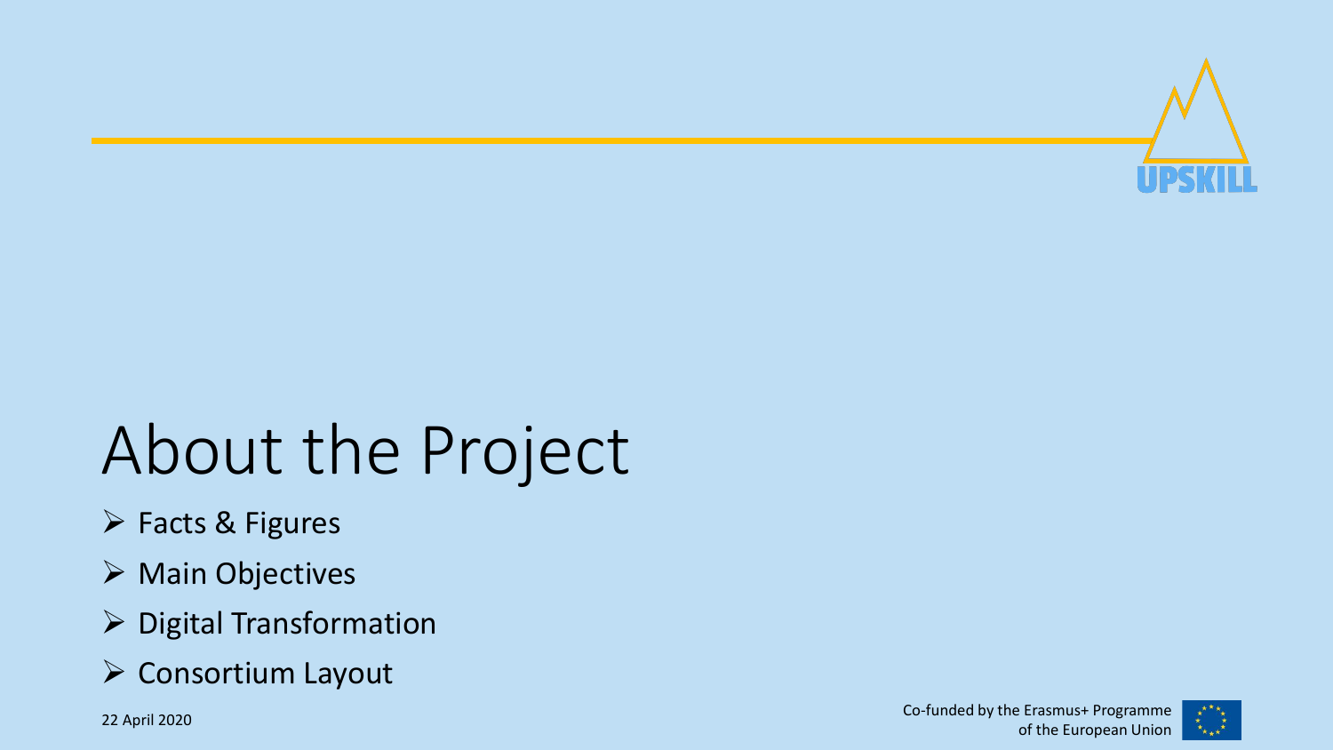# About the Project

- Facts & Figures
- Main Objectives
- Digital Transformation
- Consortium Layout

22 April 2020

Co-funded by the Erasmus+ Programme of the European Union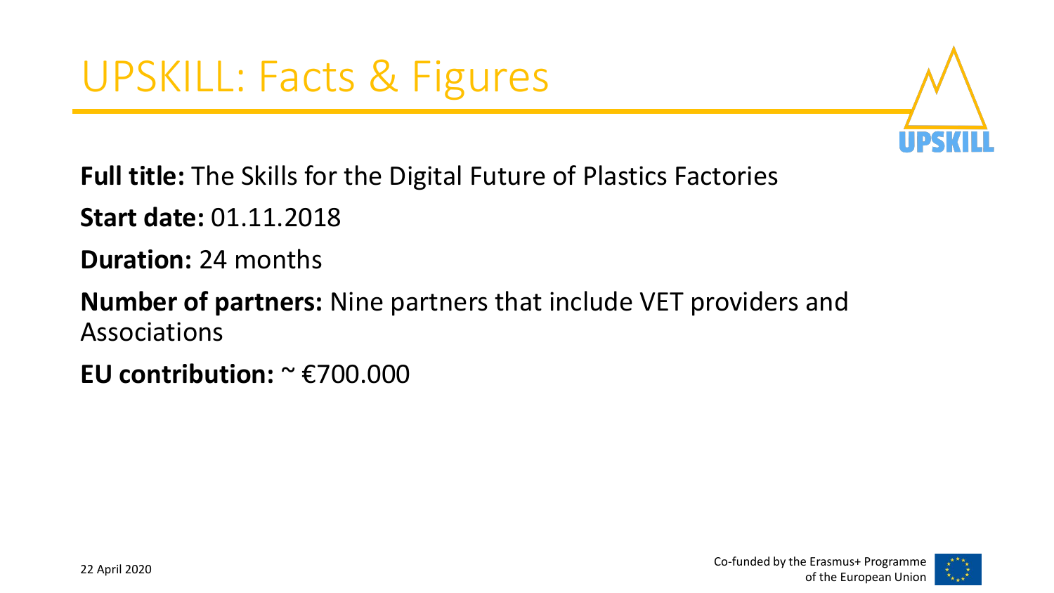# UPSKILL: Facts & Figures

**Full title:** The Skills for the Digital Future of Plastics Factories

**Start date:** 01.11.2018

**Duration:** 24 months

**Number of partners:** Nine partners that include VET providers and Associations

**EU contribution:** ~ €700.000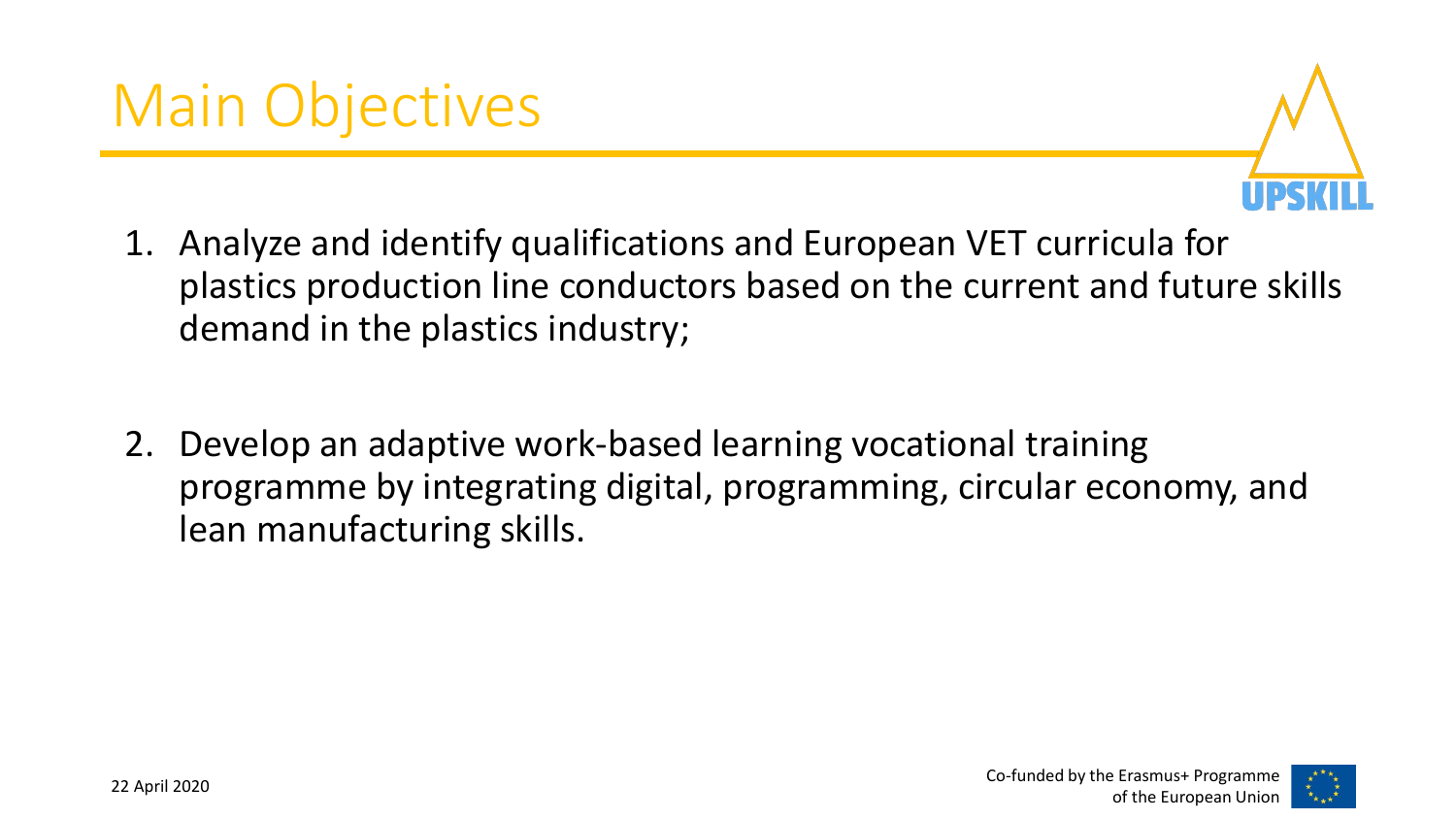# Main Objectives

1. Analyze and identify qualifications and European VET curricula for plastics production line conductors based on the current and future skills demand in the plastics industry;

2. Develop an adaptive work-based learning vocational training programme by integrating digital, programming, circular economy, and lean manufacturing skills.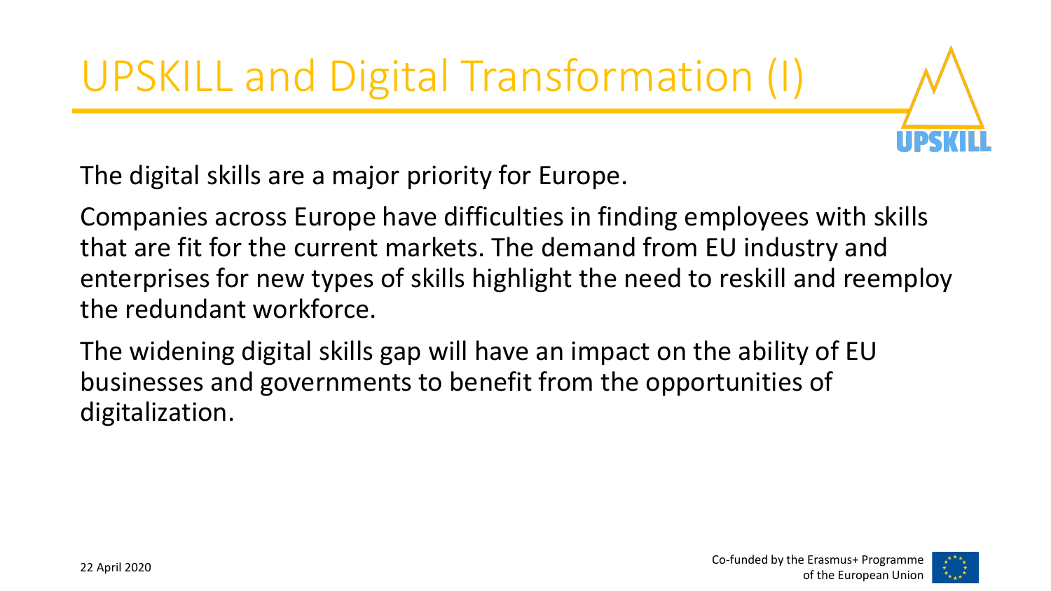# UPSKILL and Digital Transformation (I)

The digital skills are a major priority for Europe.

Companies across Europe have difficulties in finding employees with skills that are fit for the current markets. The demand from EU industry and enterprises for new types of skills highlight the need to reskill and reemploy the redundant workforce.

The widening digital skills gap will have an impact on the ability of EU businesses and governments to benefit from the opportunities of digitalization.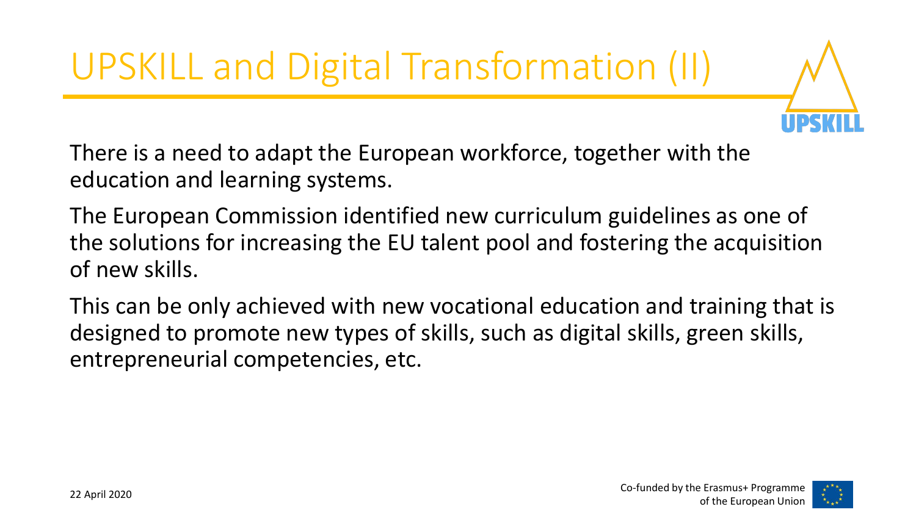# UPSKILL and Digital Transformation (II)

There is a need to adapt the European workforce, together with the education and learning systems.

The European Commission identified new curriculum guidelines as one of the solutions for increasing the EU talent pool and fostering the acquisition of new skills.

This can be only achieved with new vocational education and training that is designed to promote new types of skills, such as digital skills, green skills, entrepreneurial competencies, etc.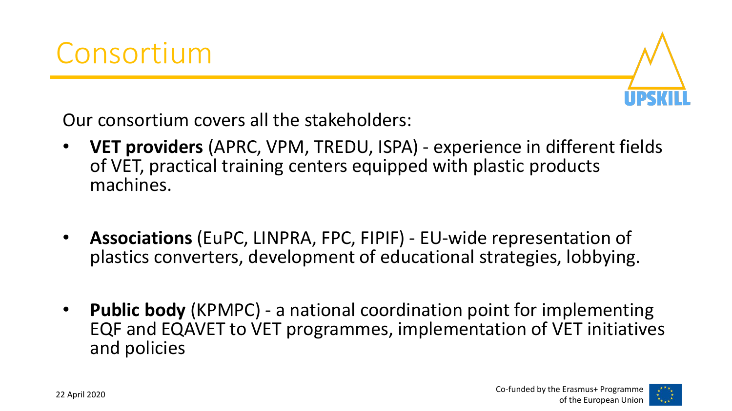# Consortium

Our consortium covers all the stakeholders:

- **VET providers** (APRC, VPM, TREDU, ISPA) - experience in different fields of VET, practical training centers equipped with plastic products machines.

- **Associations** (EuPC, LINPRA, FPC, FIPIF) - EU-wide representation of plastics converters, development of educational strategies, lobbying.

- **Public body** (KPMPC) - a national coordination point for implementing EQF and EQAVET to VET programmes, implementation of VET initiatives and policies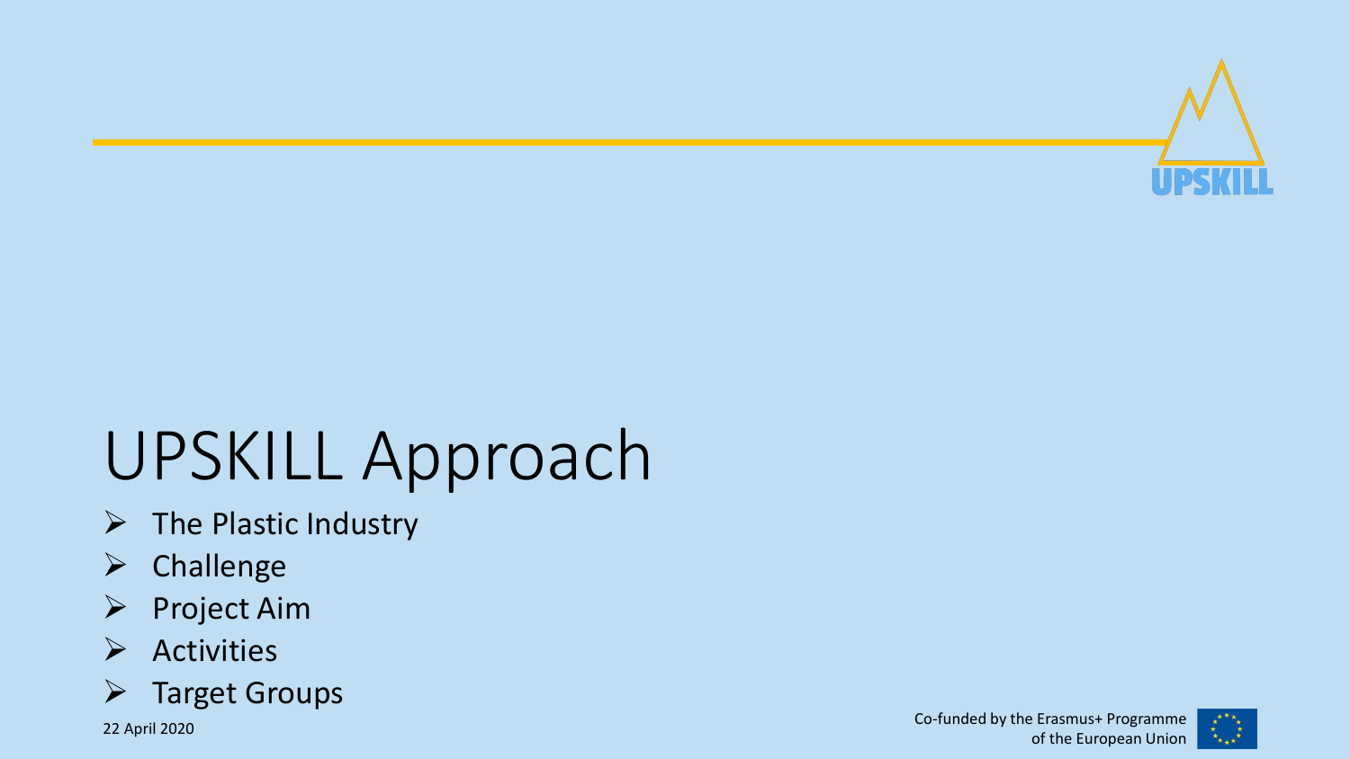# UPSKILL Approach

- The Plastic Industry
- Challenge
- Project Aim
- Activities
- Target Groups

22 April 2020

Co-funded by the Erasmus+ Programme of the European Union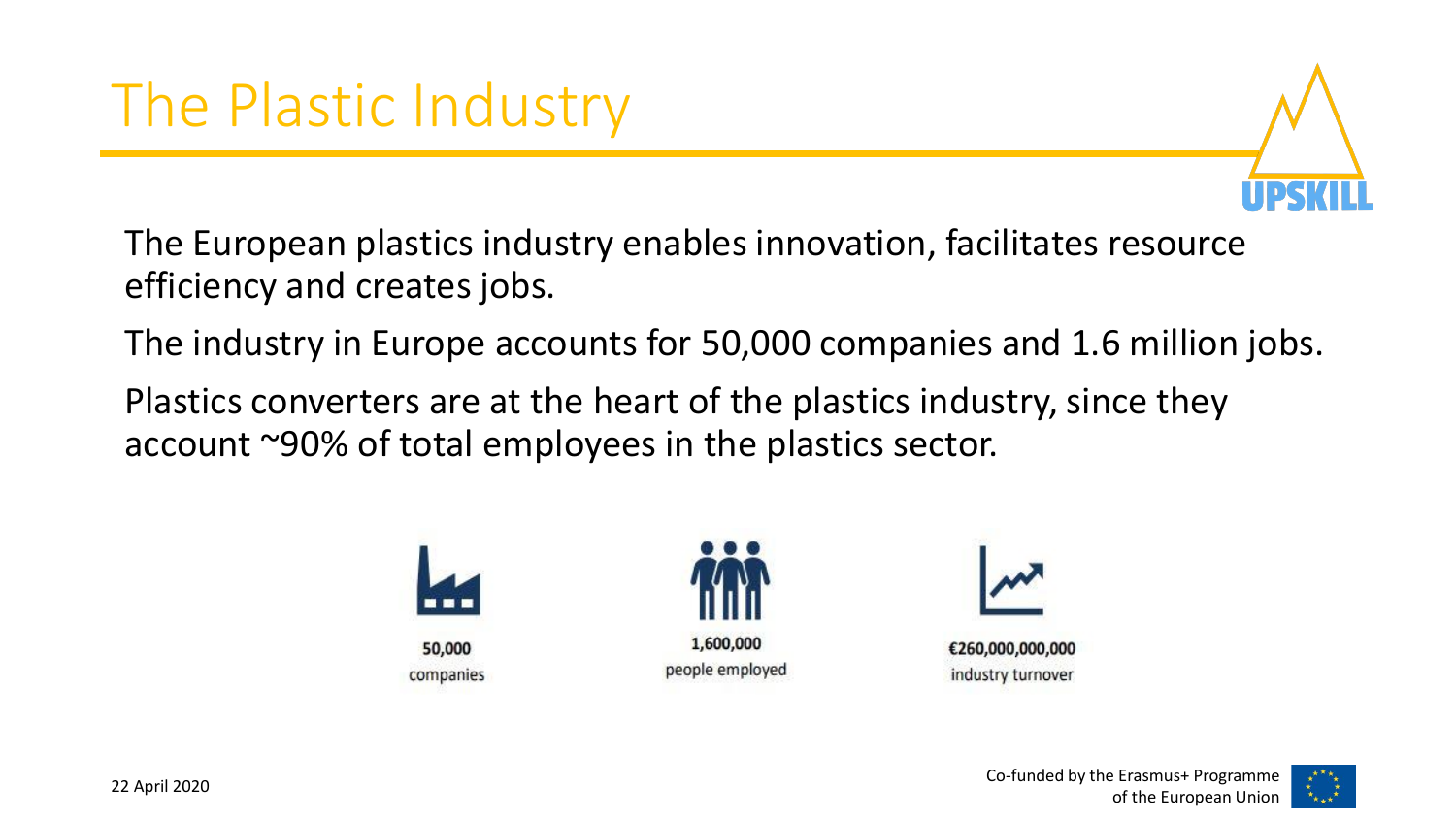# The Plastic Industry

The European plastics industry enables innovation, facilitates resource efficiency and creates jobs.

The industry in Europe accounts for 50,000 companies and 1.6 million jobs.

Plastics converters are at the heart of the plastics industry, since they account ~90% of total employees in the plastics sector.

**50,000**
companies

**1,600,000**
people employed

**€260,000,000,000**
industry turnover

22 April 2020

Co-funded by the Erasmus+ Programme of the European Union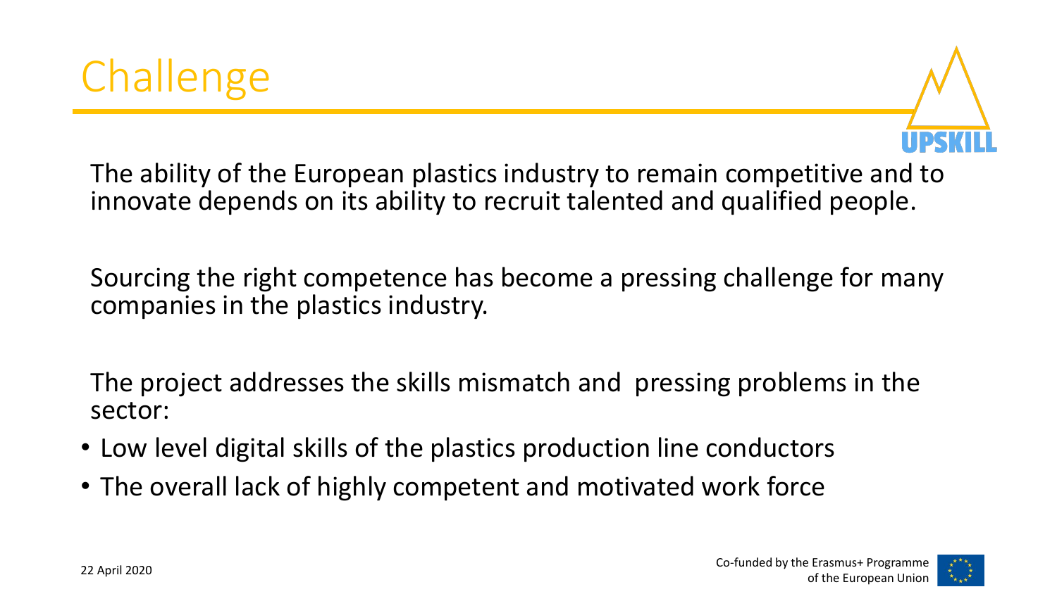# Challenge

The ability of the European plastics industry to remain competitive and to innovate depends on its ability to recruit talented and qualified people.

Sourcing the right competence has become a pressing challenge for many companies in the plastics industry.

The project addresses the skills mismatch and pressing problems in the sector:

- Low level digital skills of the plastics production line conductors
- The overall lack of highly competent and motivated work force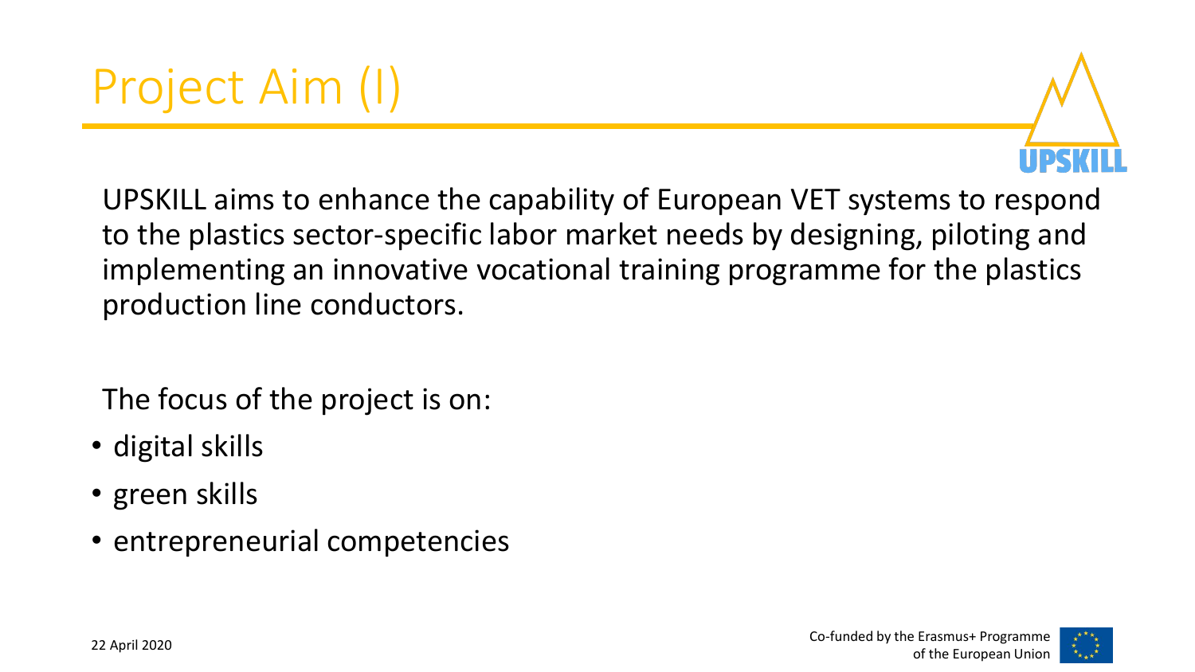# Project Aim (I)

UPSKILL aims to enhance the capability of European VET systems to respond to the plastics sector-specific labor market needs by designing, piloting and implementing an innovative vocational training programme for the plastics production line conductors.

The focus of the project is on:

- digital skills
- green skills
- entrepreneurial competencies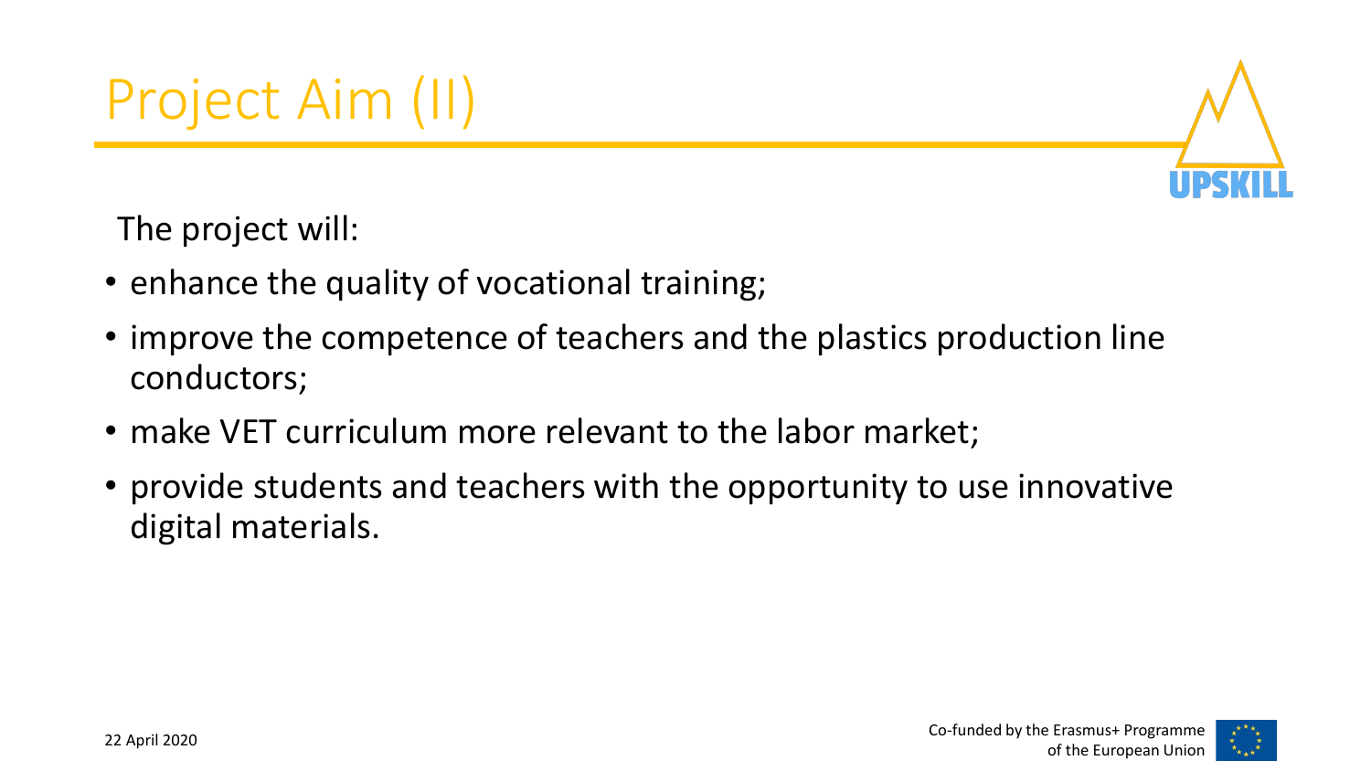# Project Aim (II)

The project will:

- enhance the quality of vocational training;
- improve the competence of teachers and the plastics production line conductors;
- make VET curriculum more relevant to the labor market;
- provide students and teachers with the opportunity to use innovative digital materials.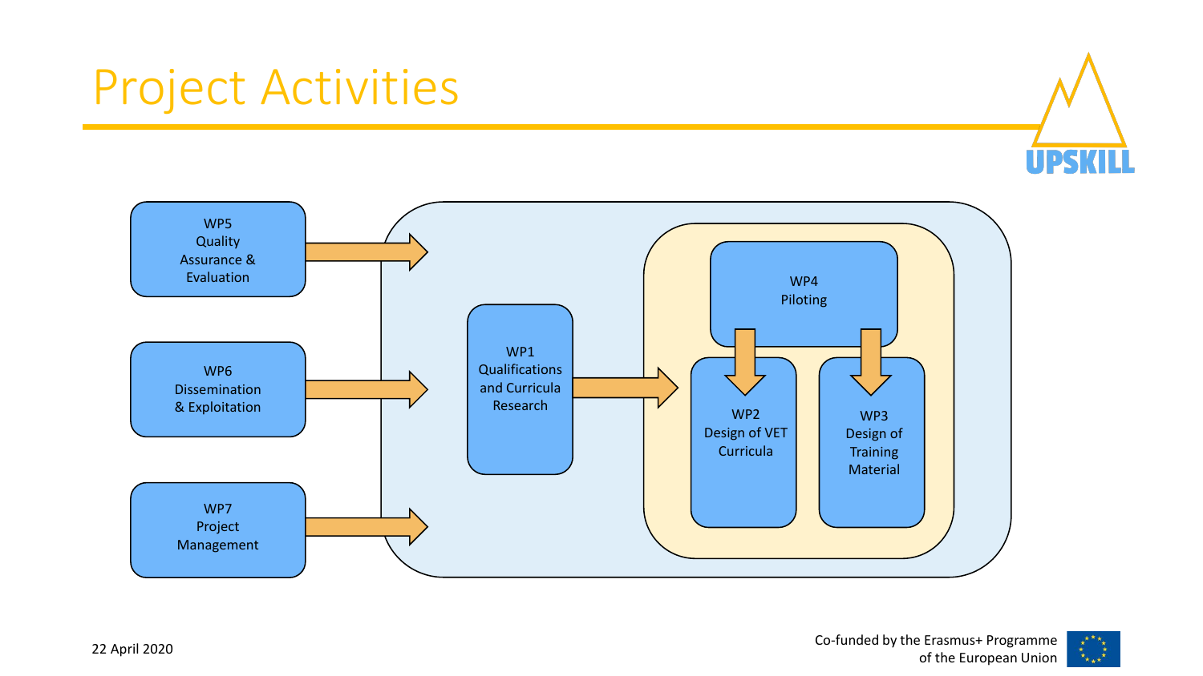# Project Activities

WP5
Quality
Assurance &
Evaluation

WP6
Dissemination
& Exploitation

WP7
Project
Management

WP1
Qualifications
and Curricula
Research

WP4
Piloting

WP2
Design of VET
Curricula

WP3
Design of
Training
Material

22 April 2020

Co-funded by the Erasmus+ Programme
of the European Union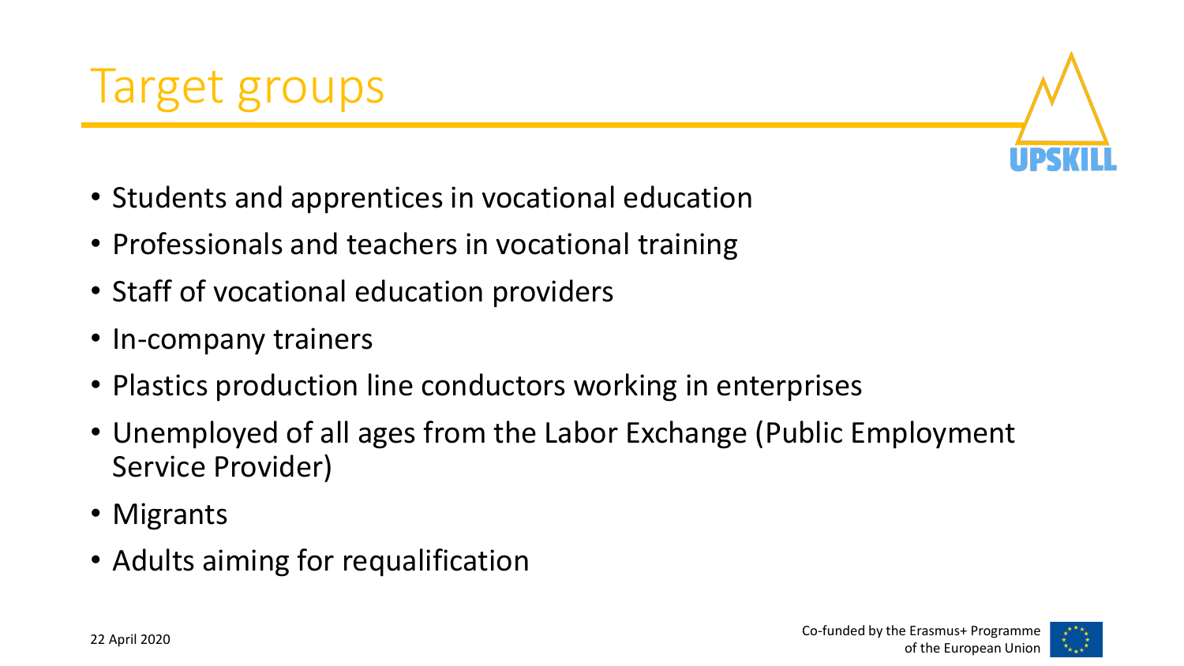# Target groups

- Students and apprentices in vocational education
- Professionals and teachers in vocational training
- Staff of vocational education providers
- In-company trainers
- Plastics production line conductors working in enterprises
- Unemployed of all ages from the Labor Exchange (Public Employment Service Provider)
- Migrants
- Adults aiming for requalification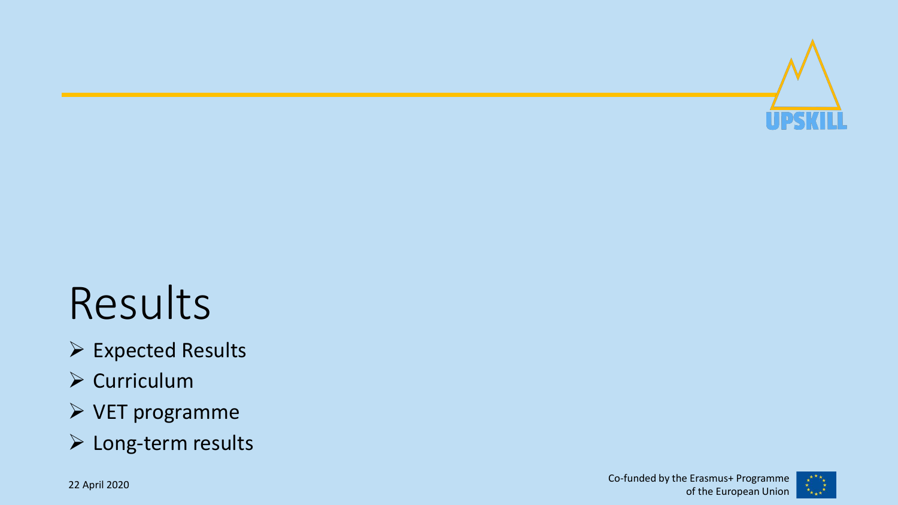# Results

- Expected Results
- Curriculum
- VET programme
- Long-term results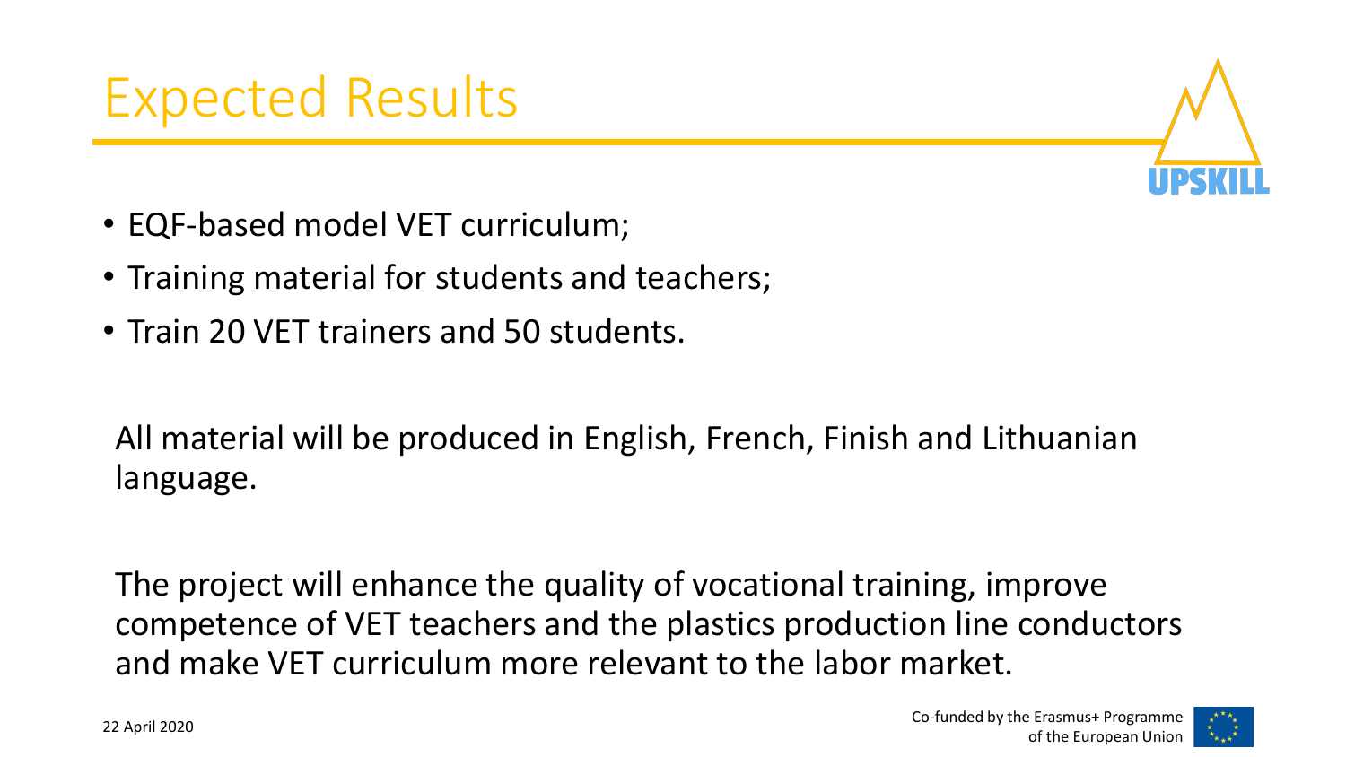# Expected Results

- EQF-based model VET curriculum;
- Training material for students and teachers;
- Train 20 VET trainers and 50 students.

All material will be produced in English, French, Finish and Lithuanian language.

The project will enhance the quality of vocational training, improve competence of VET teachers and the plastics production line conductors and make VET curriculum more relevant to the labor market.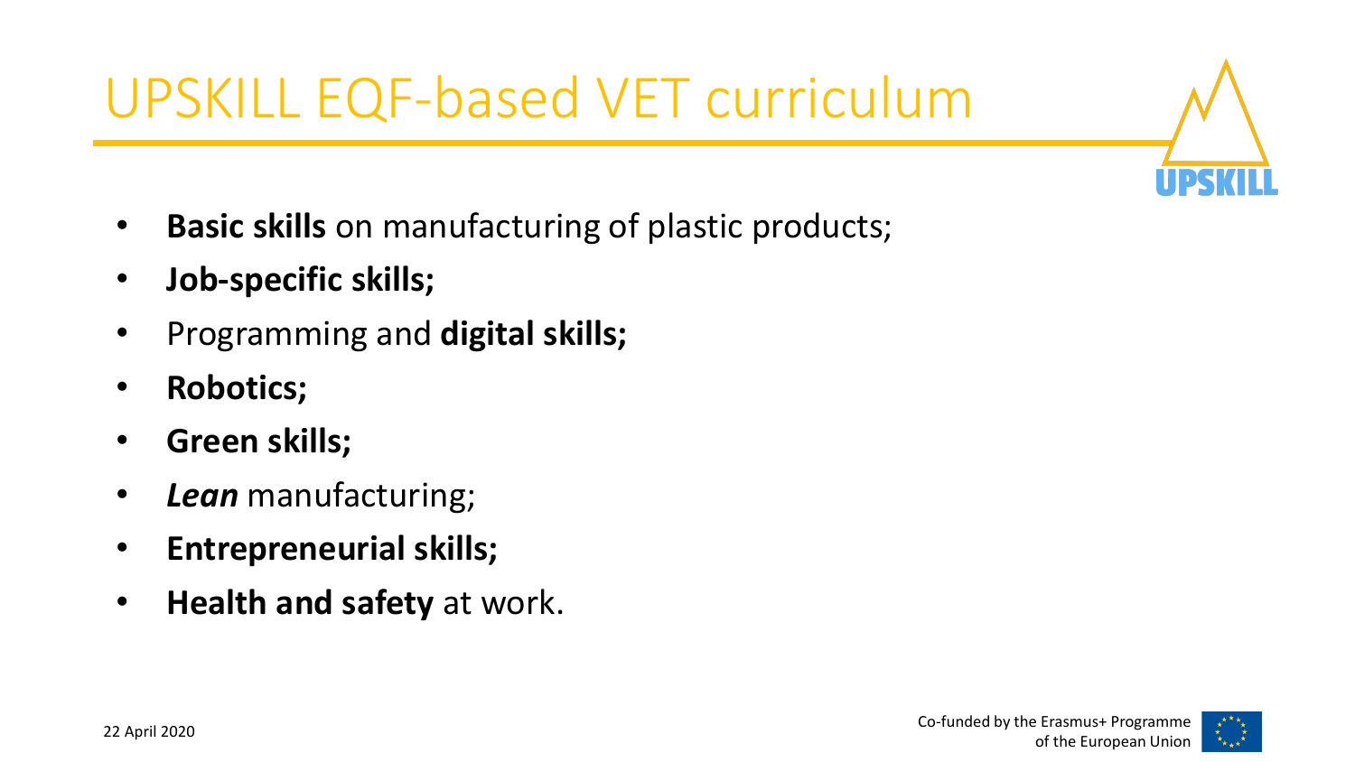# UPSKILL EQF-based VET curriculum

- **Basic skills** on manufacturing of plastic products;
- **Job-specific skills;**
- Programming and **digital skills;**
- **Robotics;**
- **Green skills;**
- ***Lean*** manufacturing;
- **Entrepreneurial skills;**
- **Health and safety** at work.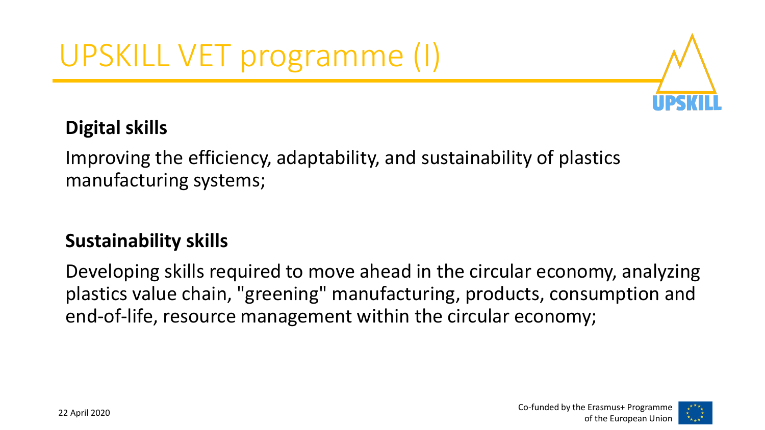# UPSKILL VET programme (I)

**Digital skills**

Improving the efficiency, adaptability, and sustainability of plastics manufacturing systems;

**Sustainability skills**

Developing skills required to move ahead in the circular economy, analyzing plastics value chain, "greening" manufacturing, products, consumption and end-of-life, resource management within the circular economy;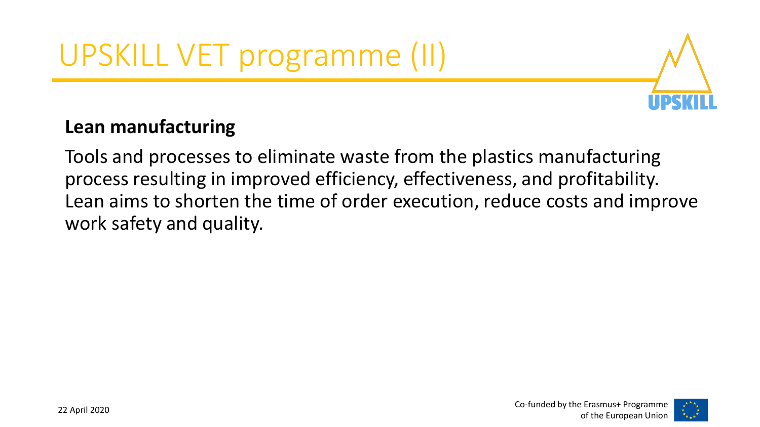# UPSKILL VET programme (II)

**Lean manufacturing**

Tools and processes to eliminate waste from the plastics manufacturing process resulting in improved efficiency, effectiveness, and profitability. Lean aims to shorten the time of order execution, reduce costs and improve work safety and quality.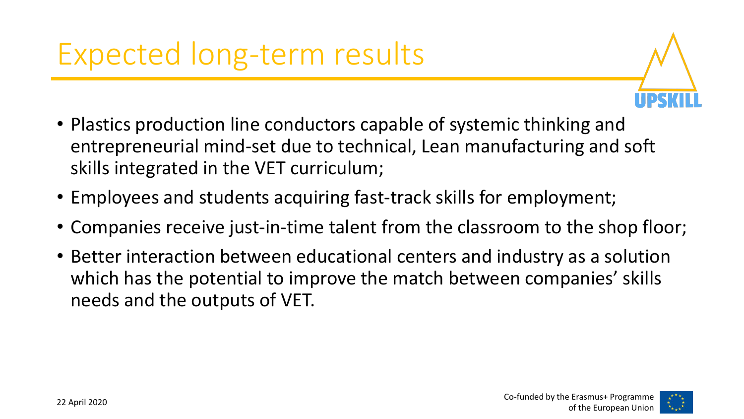# Expected long-term results

- Plastics production line conductors capable of systemic thinking and entrepreneurial mind-set due to technical, Lean manufacturing and soft skills integrated in the VET curriculum;
- Employees and students acquiring fast-track skills for employment;
- Companies receive just-in-time talent from the classroom to the shop floor;
- Better interaction between educational centers and industry as a solution which has the potential to improve the match between companies' skills needs and the outputs of VET.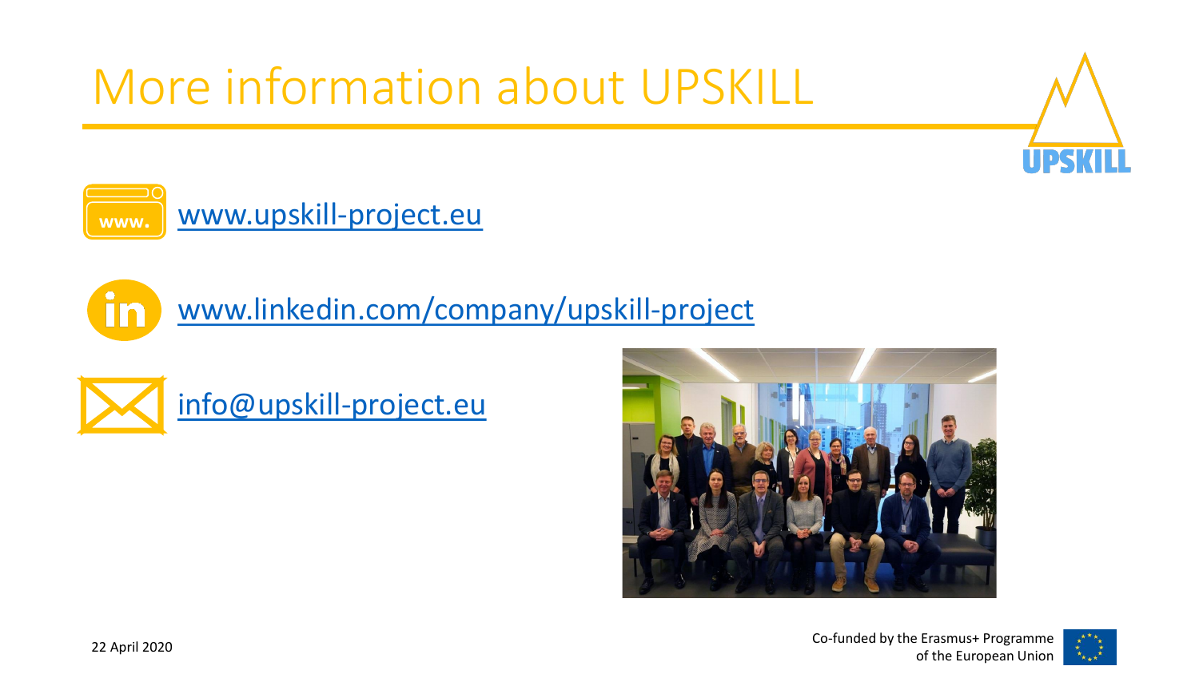# More information about UPSKILL

www.upskill-project.eu

www.linkedin.com/company/upskill-project

info@upskill-project.eu

22 April 2020

Co-funded by the Erasmus+ Programme of the European Union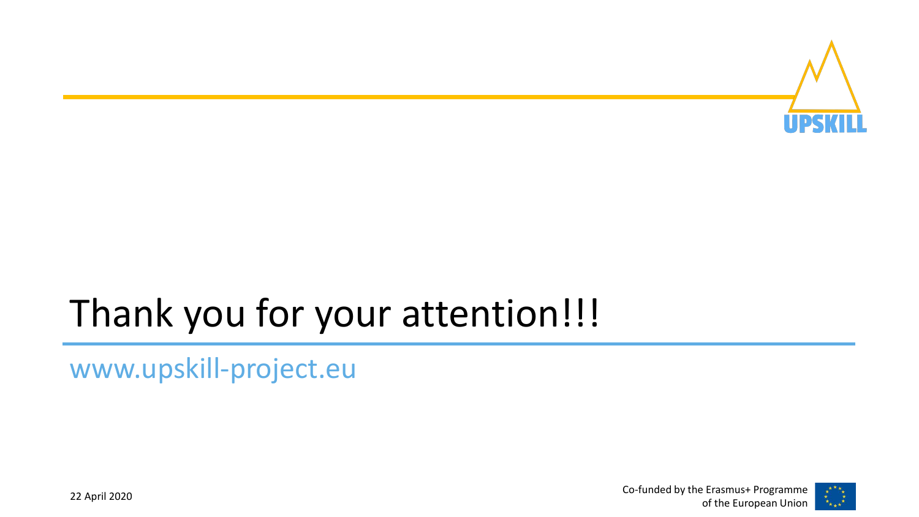# Thank you for your attention!!!

www.upskill-project.eu

22 April 2020

Co-funded by the Erasmus+ Programme of the European Union